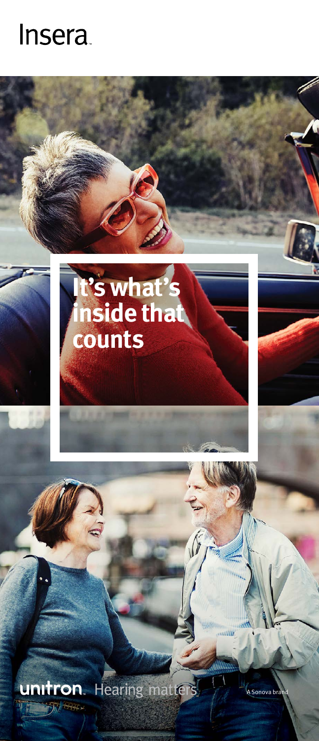# Insera

## It's what's inside that counts

unitron Hearing matters

A Sonova brand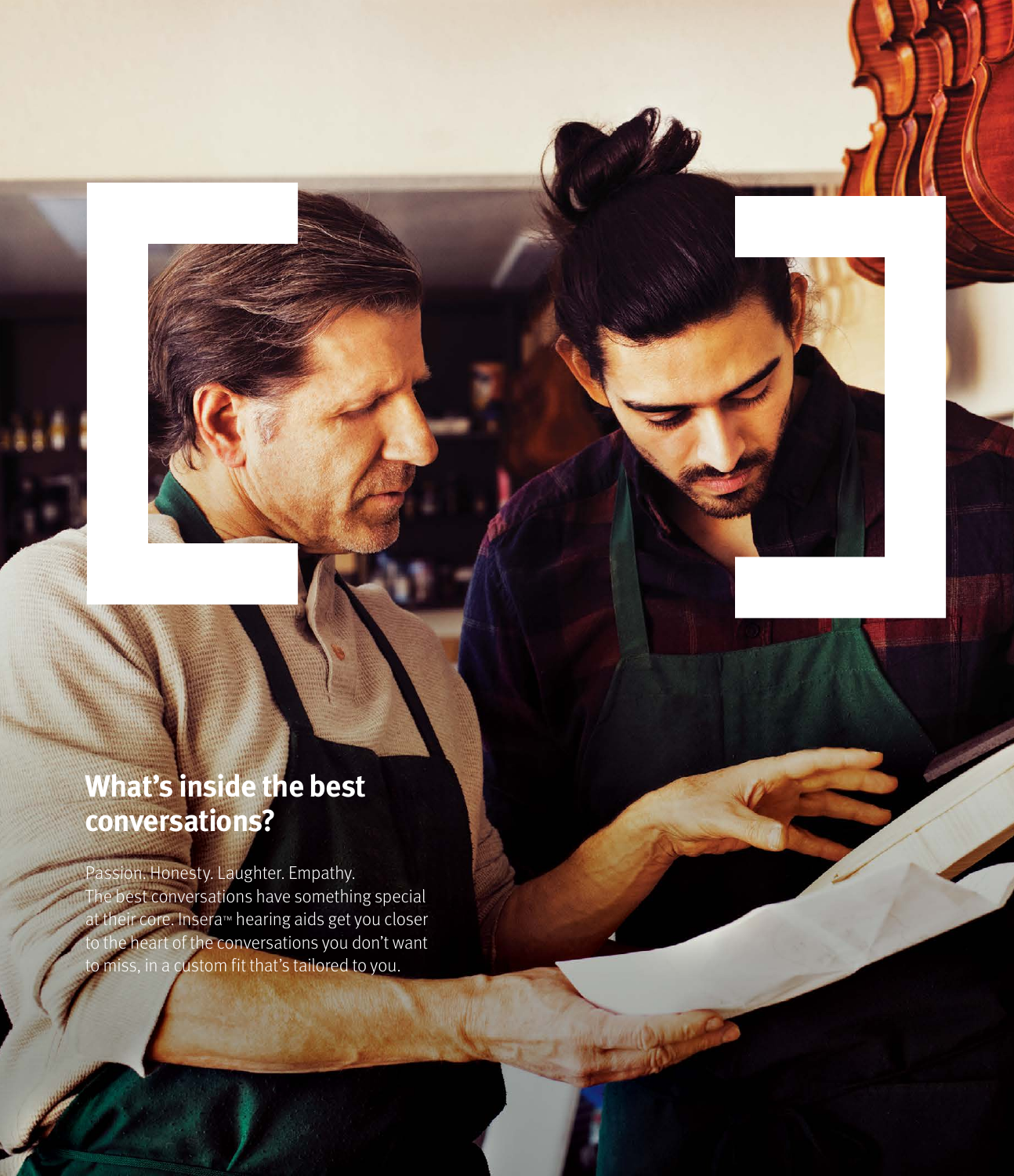## What's inside the best conversations?

Passion. Honesty. Laughter. Empathy. The best conversations have something special at their core. Insera™ hearing aids get you closer to the heart of the conversations you don't want to miss, in a custom fit that's tailored to you.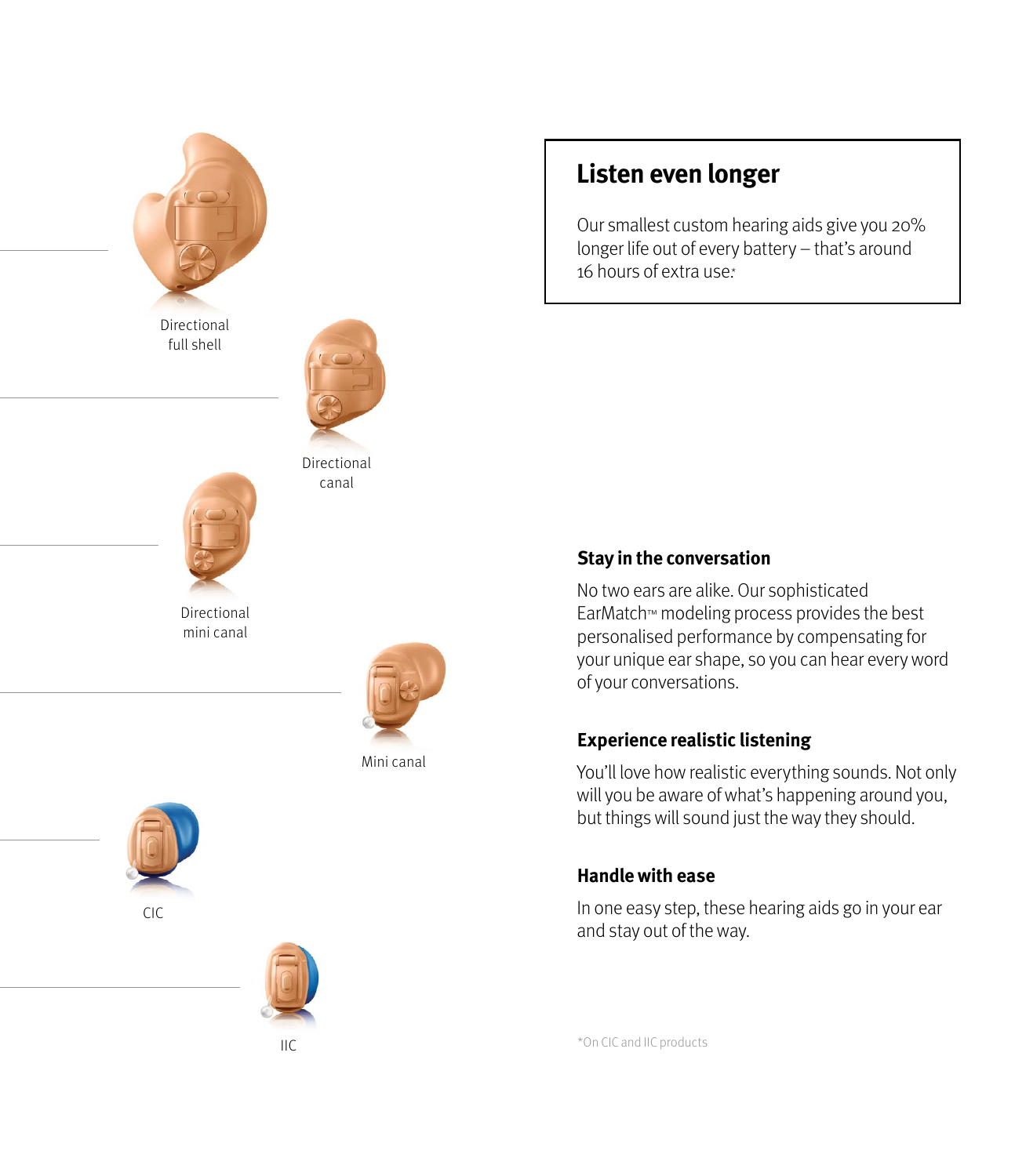Directional full shell

Directional canal

Directional mini canal

Mini canal

CIC

IIC

## Listen even longer

Our smallest custom hearing aids give you 20% longer life out of every battery – that's around 16 hours of extra use.*

### Stay in the conversation

No two ears are alike. Our sophisticated EarMatch™ modeling process provides the best personalised performance by compensating for your unique ear shape, so you can hear every word of your conversations.

### Experience realistic listening

You'll love how realistic everything sounds. Not only will you be aware of what's happening around you, but things will sound just the way they should.

### Handle with ease

In one easy step, these hearing aids go in your ear and stay out of the way.

*On CIC and IIC products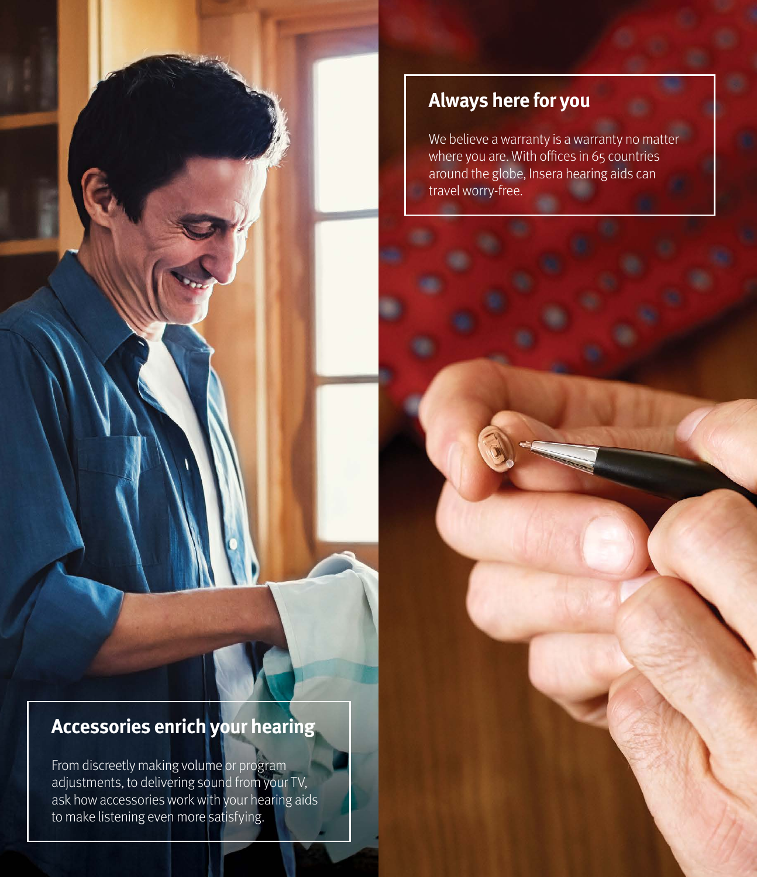## Always here for you

We believe a warranty is a warranty no matter where you are. With offices in 65 countries around the globe, Insera hearing aids can travel worry-free.

## Accessories enrich your hearing

From discreetly making volume or program adjustments, to delivering sound from your TV, ask how accessories work with your hearing aids to make listening even more satisfying.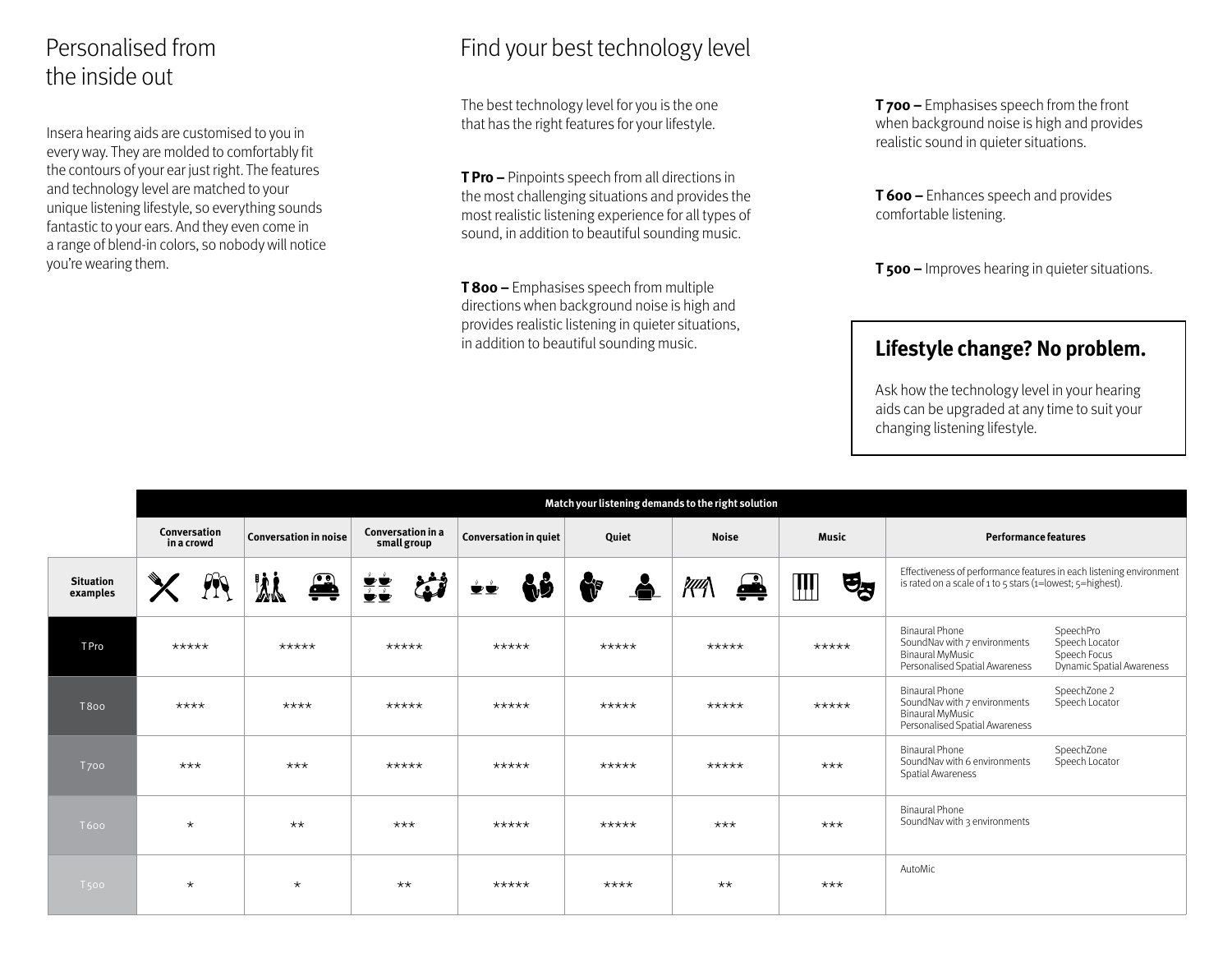## Personalised from the inside out

Insera hearing aids are customised to you in every way. They are molded to comfortably fit the contours of your ear just right. The features and technology level are matched to your unique listening lifestyle, so everything sounds fantastic to your ears. And they even come in a range of blend-in colors, so nobody will notice you're wearing them.

## Find your best technology level

The best technology level for you is the one that has the right features for your lifestyle.

**T Pro –** Pinpoints speech from all directions in the most challenging situations and provides the most realistic listening experience for all types of sound, in addition to beautiful sounding music.

**T 800 –** Emphasises speech from multiple directions when background noise is high and provides realistic listening in quieter situations, in addition to beautiful sounding music.

**T 700 –** Emphasises speech from the front when background noise is high and provides realistic sound in quieter situations.

**T 600 –** Enhances speech and provides comfortable listening.

**T 500 –** Improves hearing in quieter situations.

### Lifestyle change? No problem.

Ask how the technology level in your hearing aids can be upgraded at any time to suit your changing listening lifestyle.

| | Match your listening demands to the right solution | | | | | | | |
|---|---|---|---|---|---|---|---|---|
| | Conversation in a crowd | Conversation in noise | Conversation in a small group | Conversation in quiet | Quiet | Noise | Music | Performance features |
| Situation examples | | | | | | | | Effectiveness of performance features in each listening environment is rated on a scale of 1 to 5 stars (1=lowest; 5=highest). |
| T Pro | ***** | ***** | ***** | ***** | ***** | ***** | ***** | Binaural Phone, SoundNav with 7 environments, Binaural MyMusic, Personalised Spatial Awareness, SpeechPro, Speech Locator, Speech Focus, Dynamic Spatial Awareness |
| T 800 | **** | **** | ***** | ***** | ***** | ***** | ***** | Binaural Phone, SoundNav with 7 environments, Binaural MyMusic, Personalised Spatial Awareness, SpeechZone 2, Speech Locator |
| T 700 | *** | *** | ***** | ***** | ***** | ***** | *** | Binaural Phone, SoundNav with 6 environments, Spatial Awareness, SpeechZone, Speech Locator |
| T 600 | * | ** | *** | ***** | ***** | *** | *** | Binaural Phone, SoundNav with 3 environments |
| T 500 | * | * | ** | ***** | **** | ** | *** | AutoMic |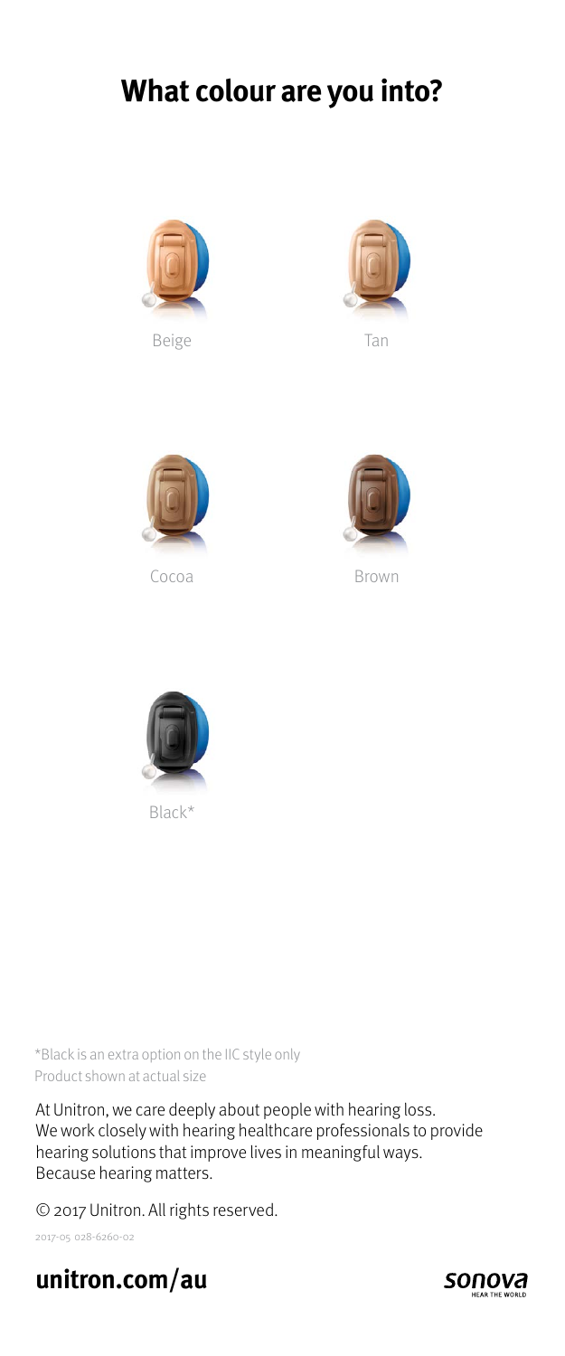# What colour are you into?

Beige

Tan

Cocoa

Brown

Black*

*Black is an extra option on the IIC style only
Product shown at actual size

At Unitron, we care deeply about people with hearing loss. We work closely with hearing healthcare professionals to provide hearing solutions that improve lives in meaningful ways. Because hearing matters.

© 2017 Unitron. All rights reserved.

2017-05 028-6260-02

## unitron.com/au

sonova
HEAR THE WORLD